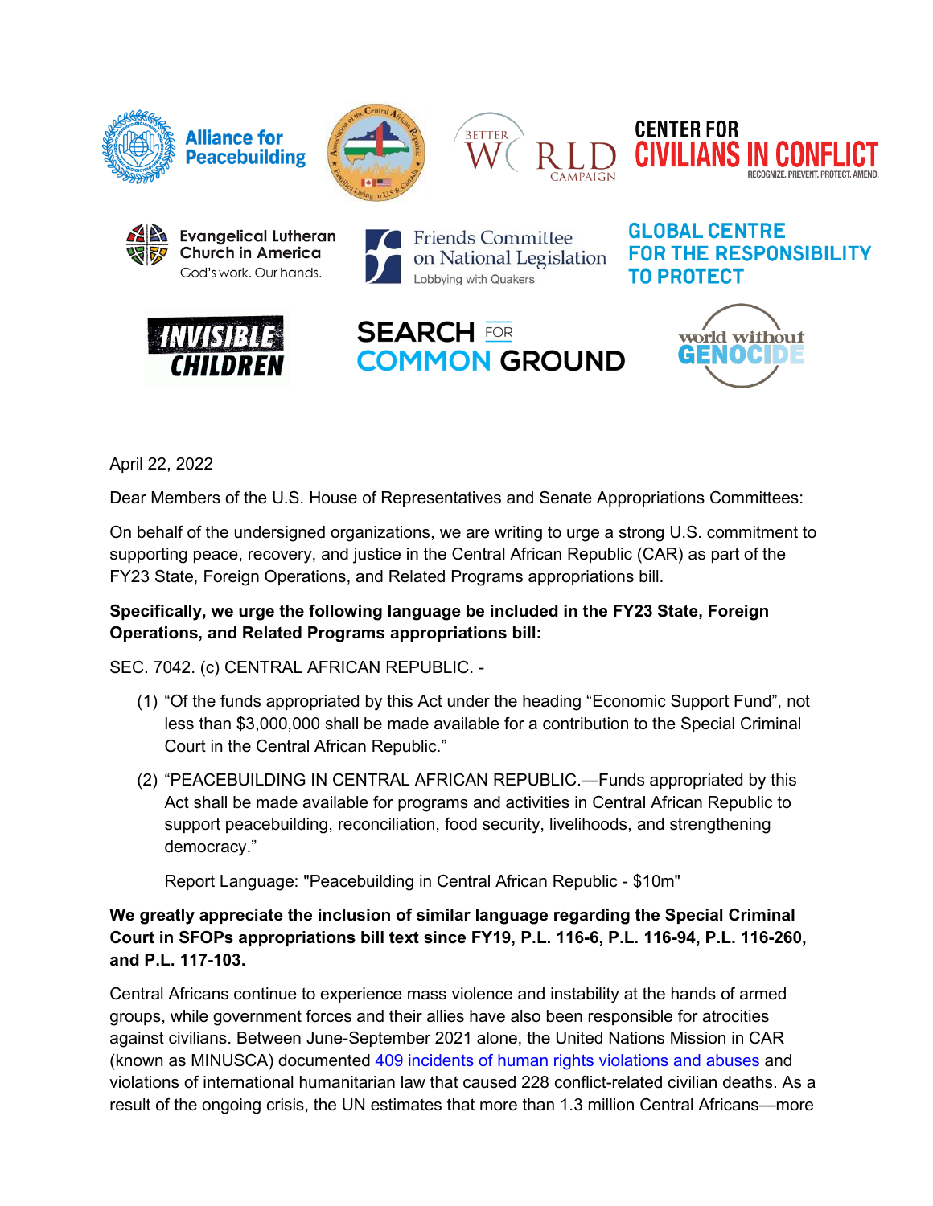April 22, 2022

Dear Members of the U.S. House of Representatives and Senate Appropriations Committees:

On behalf of the undersigned organizations, we are writing to urge a strong U.S. commitment to supporting peace, recovery, and justice in the Central African Republic (CAR) as part of the FY23 State, Foreign Operations, and Related Programs appropriations bill.

**Specifically, we urge the following language be included in the FY23 State, Foreign Operations, and Related Programs appropriations bill:**

SEC. 7042. (c) CENTRAL AFRICAN REPUBLIC. -

(1) "Of the funds appropriated by this Act under the heading "Economic Support Fund", not less than $3,000,000 shall be made available for a contribution to the Special Criminal Court in the Central African Republic."

(2) "PEACEBUILDING IN CENTRAL AFRICAN REPUBLIC.—Funds appropriated by this Act shall be made available for programs and activities in Central African Republic to support peacebuilding, reconciliation, food security, livelihoods, and strengthening democracy."

Report Language: "Peacebuilding in Central African Republic - $10m"

**We greatly appreciate the inclusion of similar language regarding the Special Criminal Court in SFOPs appropriations bill text since FY19, P.L. 116-6, P.L. 116-94, P.L. 116-260, and P.L. 117-103.**

Central Africans continue to experience mass violence and instability at the hands of armed groups, while government forces and their allies have also been responsible for atrocities against civilians. Between June-September 2021 alone, the United Nations Mission in CAR (known as MINUSCA) documented 409 incidents of human rights violations and abuses and violations of international humanitarian law that caused 228 conflict-related civilian deaths. As a result of the ongoing crisis, the UN estimates that more than 1.3 million Central Africans—more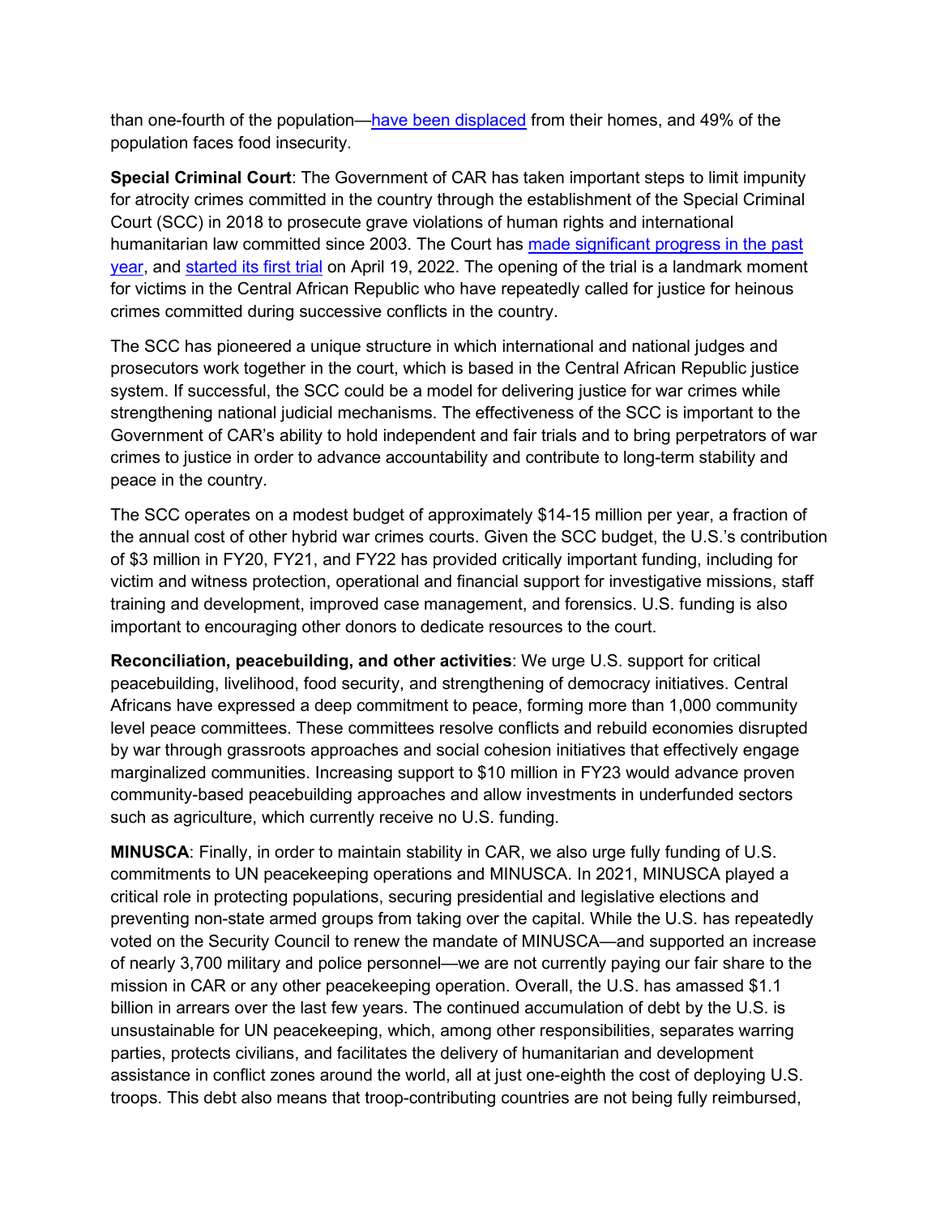than one-fourth of the population—have been displaced from their homes, and 49% of the population faces food insecurity.

**Special Criminal Court**: The Government of CAR has taken important steps to limit impunity for atrocity crimes committed in the country through the establishment of the Special Criminal Court (SCC) in 2018 to prosecute grave violations of human rights and international humanitarian law committed since 2003. The Court has made significant progress in the past year, and started its first trial on April 19, 2022. The opening of the trial is a landmark moment for victims in the Central African Republic who have repeatedly called for justice for heinous crimes committed during successive conflicts in the country.

The SCC has pioneered a unique structure in which international and national judges and prosecutors work together in the court, which is based in the Central African Republic justice system. If successful, the SCC could be a model for delivering justice for war crimes while strengthening national judicial mechanisms. The effectiveness of the SCC is important to the Government of CAR's ability to hold independent and fair trials and to bring perpetrators of war crimes to justice in order to advance accountability and contribute to long-term stability and peace in the country.

The SCC operates on a modest budget of approximately $14-15 million per year, a fraction of the annual cost of other hybrid war crimes courts. Given the SCC budget, the U.S.'s contribution of $3 million in FY20, FY21, and FY22 has provided critically important funding, including for victim and witness protection, operational and financial support for investigative missions, staff training and development, improved case management, and forensics. U.S. funding is also important to encouraging other donors to dedicate resources to the court.

**Reconciliation, peacebuilding, and other activities**: We urge U.S. support for critical peacebuilding, livelihood, food security, and strengthening of democracy initiatives. Central Africans have expressed a deep commitment to peace, forming more than 1,000 community level peace committees. These committees resolve conflicts and rebuild economies disrupted by war through grassroots approaches and social cohesion initiatives that effectively engage marginalized communities. Increasing support to $10 million in FY23 would advance proven community-based peacebuilding approaches and allow investments in underfunded sectors such as agriculture, which currently receive no U.S. funding.

**MINUSCA**: Finally, in order to maintain stability in CAR, we also urge fully funding of U.S. commitments to UN peacekeeping operations and MINUSCA. In 2021, MINUSCA played a critical role in protecting populations, securing presidential and legislative elections and preventing non-state armed groups from taking over the capital. While the U.S. has repeatedly voted on the Security Council to renew the mandate of MINUSCA—and supported an increase of nearly 3,700 military and police personnel—we are not currently paying our fair share to the mission in CAR or any other peacekeeping operation. Overall, the U.S. has amassed $1.1 billion in arrears over the last few years. The continued accumulation of debt by the U.S. is unsustainable for UN peacekeeping, which, among other responsibilities, separates warring parties, protects civilians, and facilitates the delivery of humanitarian and development assistance in conflict zones around the world, all at just one-eighth the cost of deploying U.S. troops. This debt also means that troop-contributing countries are not being fully reimbursed,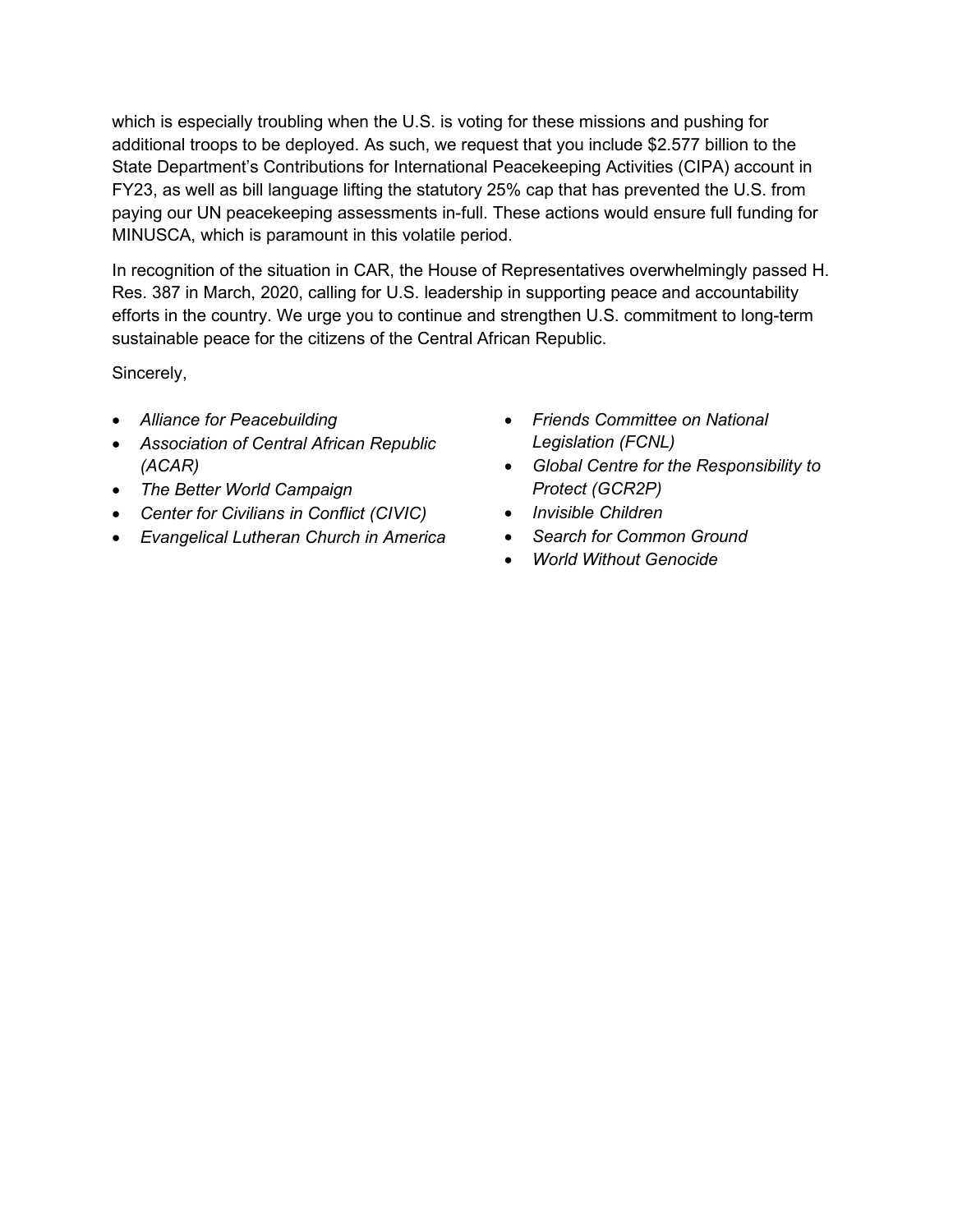which is especially troubling when the U.S. is voting for these missions and pushing for additional troops to be deployed. As such, we request that you include $2.577 billion to the State Department's Contributions for International Peacekeeping Activities (CIPA) account in FY23, as well as bill language lifting the statutory 25% cap that has prevented the U.S. from paying our UN peacekeeping assessments in-full. These actions would ensure full funding for MINUSCA, which is paramount in this volatile period.

In recognition of the situation in CAR, the House of Representatives overwhelmingly passed H. Res. 387 in March, 2020, calling for U.S. leadership in supporting peace and accountability efforts in the country. We urge you to continue and strengthen U.S. commitment to long-term sustainable peace for the citizens of the Central African Republic.

Sincerely,

- *Alliance for Peacebuilding*
- *Association of Central African Republic (ACAR)*
- *The Better World Campaign*
- *Center for Civilians in Conflict (CIVIC)*
- *Evangelical Lutheran Church in America*
- *Friends Committee on National Legislation (FCNL)*
- *Global Centre for the Responsibility to Protect (GCR2P)*
- *Invisible Children*
- *Search for Common Ground*
- *World Without Genocide*